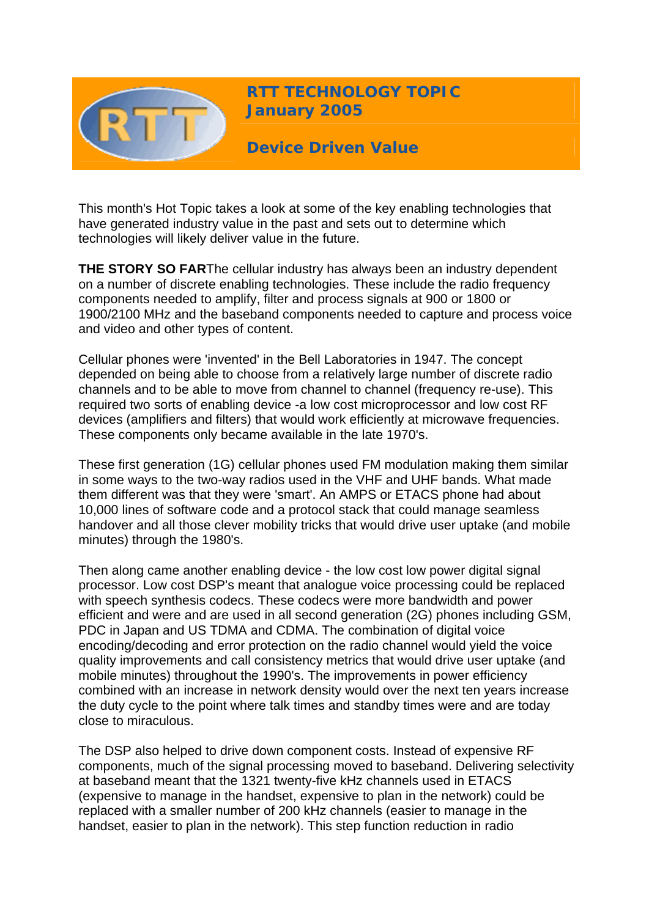# RTT TECHNOLOGY TOPIC
## January 2005

## Device Driven Value

This month's Hot Topic takes a look at some of the key enabling technologies that have generated industry value in the past and sets out to determine which technologies will likely deliver value in the future.

**THE STORY SO FAR**The cellular industry has always been an industry dependent on a number of discrete enabling technologies. These include the radio frequency components needed to amplify, filter and process signals at 900 or 1800 or 1900/2100 MHz and the baseband components needed to capture and process voice and video and other types of content.

Cellular phones were 'invented' in the Bell Laboratories in 1947. The concept depended on being able to choose from a relatively large number of discrete radio channels and to be able to move from channel to channel (frequency re-use). This required two sorts of enabling device -a low cost microprocessor and low cost RF devices (amplifiers and filters) that would work efficiently at microwave frequencies. These components only became available in the late 1970's.

These first generation (1G) cellular phones used FM modulation making them similar in some ways to the two-way radios used in the VHF and UHF bands. What made them different was that they were 'smart'. An AMPS or ETACS phone had about 10,000 lines of software code and a protocol stack that could manage seamless handover and all those clever mobility tricks that would drive user uptake (and mobile minutes) through the 1980's.

Then along came another enabling device - the low cost low power digital signal processor. Low cost DSP's meant that analogue voice processing could be replaced with speech synthesis codecs. These codecs were more bandwidth and power efficient and were and are used in all second generation (2G) phones including GSM, PDC in Japan and US TDMA and CDMA. The combination of digital voice encoding/decoding and error protection on the radio channel would yield the voice quality improvements and call consistency metrics that would drive user uptake (and mobile minutes) throughout the 1990's. The improvements in power efficiency combined with an increase in network density would over the next ten years increase the duty cycle to the point where talk times and standby times were and are today close to miraculous.

The DSP also helped to drive down component costs. Instead of expensive RF components, much of the signal processing moved to baseband. Delivering selectivity at baseband meant that the 1321 twenty-five kHz channels used in ETACS (expensive to manage in the handset, expensive to plan in the network) could be replaced with a smaller number of 200 kHz channels (easier to manage in the handset, easier to plan in the network). This step function reduction in radio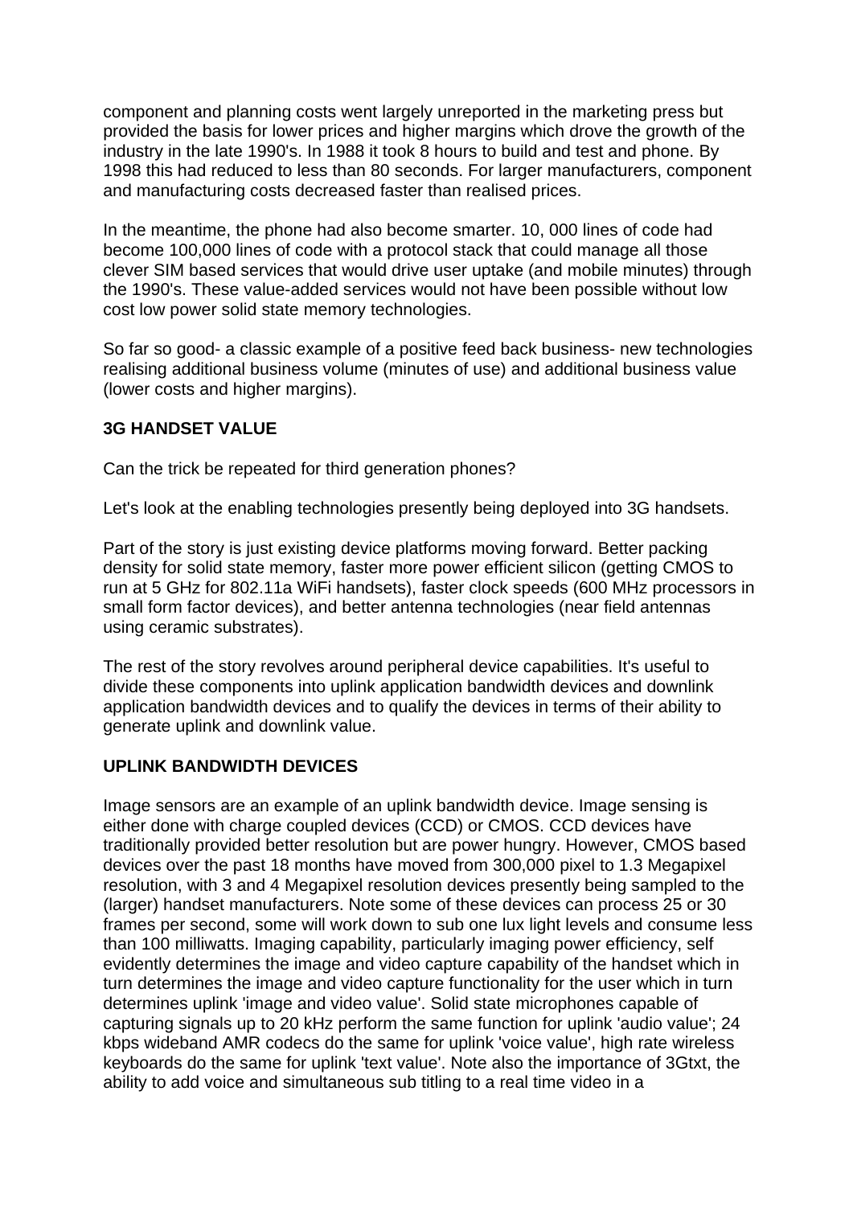component and planning costs went largely unreported in the marketing press but provided the basis for lower prices and higher margins which drove the growth of the industry in the late 1990's. In 1988 it took 8 hours to build and test and phone. By 1998 this had reduced to less than 80 seconds. For larger manufacturers, component and manufacturing costs decreased faster than realised prices.

In the meantime, the phone had also become smarter. 10, 000 lines of code had become 100,000 lines of code with a protocol stack that could manage all those clever SIM based services that would drive user uptake (and mobile minutes) through the 1990's. These value-added services would not have been possible without low cost low power solid state memory technologies.

So far so good- a classic example of a positive feed back business- new technologies realising additional business volume (minutes of use) and additional business value (lower costs and higher margins).

**3G HANDSET VALUE**

Can the trick be repeated for third generation phones?

Let's look at the enabling technologies presently being deployed into 3G handsets.

Part of the story is just existing device platforms moving forward. Better packing density for solid state memory, faster more power efficient silicon (getting CMOS to run at 5 GHz for 802.11a WiFi handsets), faster clock speeds (600 MHz processors in small form factor devices), and better antenna technologies (near field antennas using ceramic substrates).

The rest of the story revolves around peripheral device capabilities. It's useful to divide these components into uplink application bandwidth devices and downlink application bandwidth devices and to qualify the devices in terms of their ability to generate uplink and downlink value.

**UPLINK BANDWIDTH DEVICES**

Image sensors are an example of an uplink bandwidth device. Image sensing is either done with charge coupled devices (CCD) or CMOS. CCD devices have traditionally provided better resolution but are power hungry. However, CMOS based devices over the past 18 months have moved from 300,000 pixel to 1.3 Megapixel resolution, with 3 and 4 Megapixel resolution devices presently being sampled to the (larger) handset manufacturers. Note some of these devices can process 25 or 30 frames per second, some will work down to sub one lux light levels and consume less than 100 milliwatts. Imaging capability, particularly imaging power efficiency, self evidently determines the image and video capture capability of the handset which in turn determines the image and video capture functionality for the user which in turn determines uplink 'image and video value'. Solid state microphones capable of capturing signals up to 20 kHz perform the same function for uplink 'audio value'; 24 kbps wideband AMR codecs do the same for uplink 'voice value', high rate wireless keyboards do the same for uplink 'text value'. Note also the importance of 3Gtxt, the ability to add voice and simultaneous sub titling to a real time video in a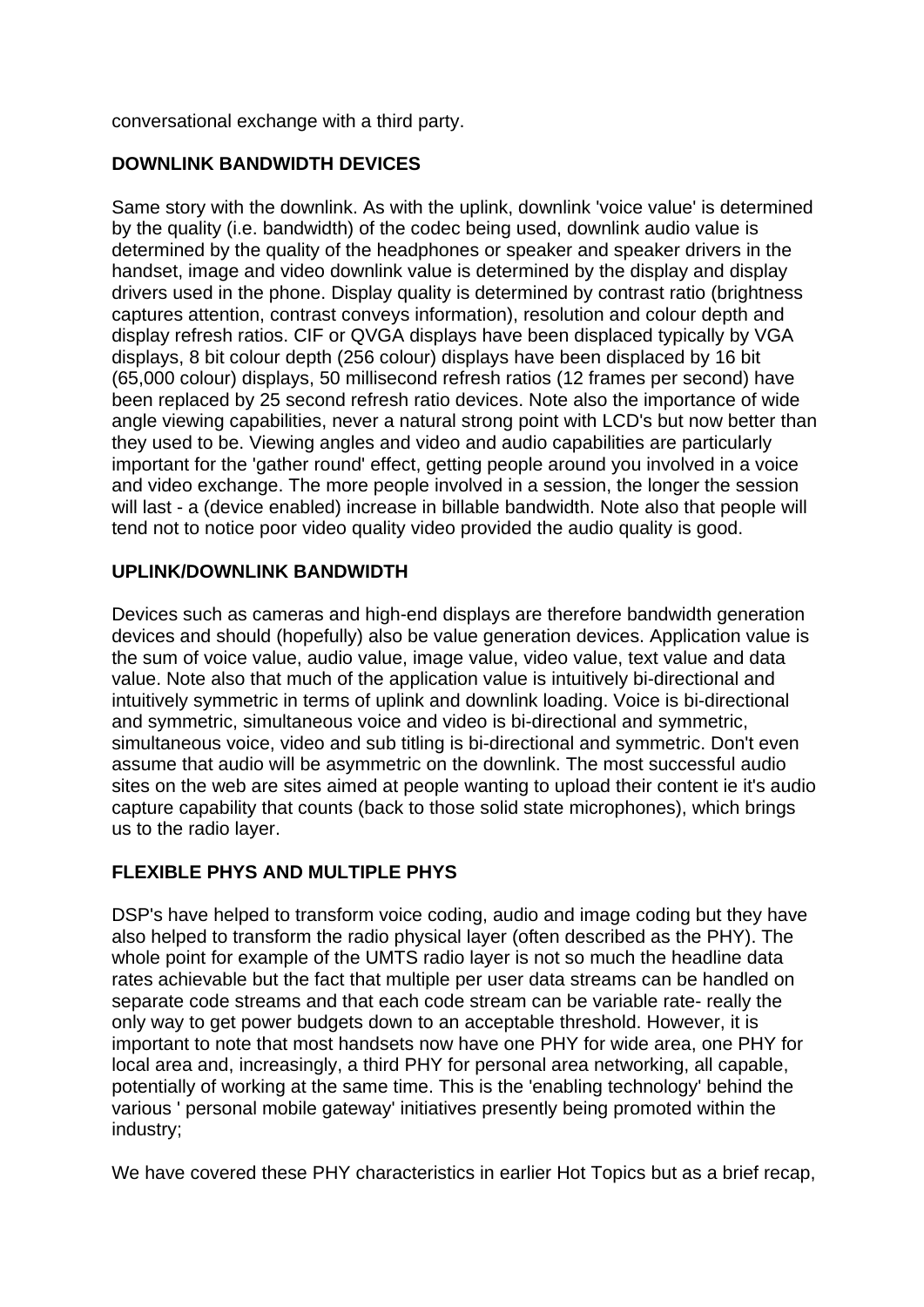conversational exchange with a third party.

**DOWNLINK BANDWIDTH DEVICES**

Same story with the downlink. As with the uplink, downlink 'voice value' is determined by the quality (i.e. bandwidth) of the codec being used, downlink audio value is determined by the quality of the headphones or speaker and speaker drivers in the handset, image and video downlink value is determined by the display and display drivers used in the phone. Display quality is determined by contrast ratio (brightness captures attention, contrast conveys information), resolution and colour depth and display refresh ratios. CIF or QVGA displays have been displaced typically by VGA displays, 8 bit colour depth (256 colour) displays have been displaced by 16 bit (65,000 colour) displays, 50 millisecond refresh ratios (12 frames per second) have been replaced by 25 second refresh ratio devices. Note also the importance of wide angle viewing capabilities, never a natural strong point with LCD's but now better than they used to be. Viewing angles and video and audio capabilities are particularly important for the 'gather round' effect, getting people around you involved in a voice and video exchange. The more people involved in a session, the longer the session will last - a (device enabled) increase in billable bandwidth. Note also that people will tend not to notice poor video quality video provided the audio quality is good.

**UPLINK/DOWNLINK BANDWIDTH**

Devices such as cameras and high-end displays are therefore bandwidth generation devices and should (hopefully) also be value generation devices. Application value is the sum of voice value, audio value, image value, video value, text value and data value. Note also that much of the application value is intuitively bi-directional and intuitively symmetric in terms of uplink and downlink loading. Voice is bi-directional and symmetric, simultaneous voice and video is bi-directional and symmetric, simultaneous voice, video and sub titling is bi-directional and symmetric. Don't even assume that audio will be asymmetric on the downlink. The most successful audio sites on the web are sites aimed at people wanting to upload their content ie it's audio capture capability that counts (back to those solid state microphones), which brings us to the radio layer.

**FLEXIBLE PHYS AND MULTIPLE PHYS**

DSP's have helped to transform voice coding, audio and image coding but they have also helped to transform the radio physical layer (often described as the PHY). The whole point for example of the UMTS radio layer is not so much the headline data rates achievable but the fact that multiple per user data streams can be handled on separate code streams and that each code stream can be variable rate- really the only way to get power budgets down to an acceptable threshold. However, it is important to note that most handsets now have one PHY for wide area, one PHY for local area and, increasingly, a third PHY for personal area networking, all capable, potentially of working at the same time. This is the 'enabling technology' behind the various ' personal mobile gateway' initiatives presently being promoted within the industry;

We have covered these PHY characteristics in earlier Hot Topics but as a brief recap,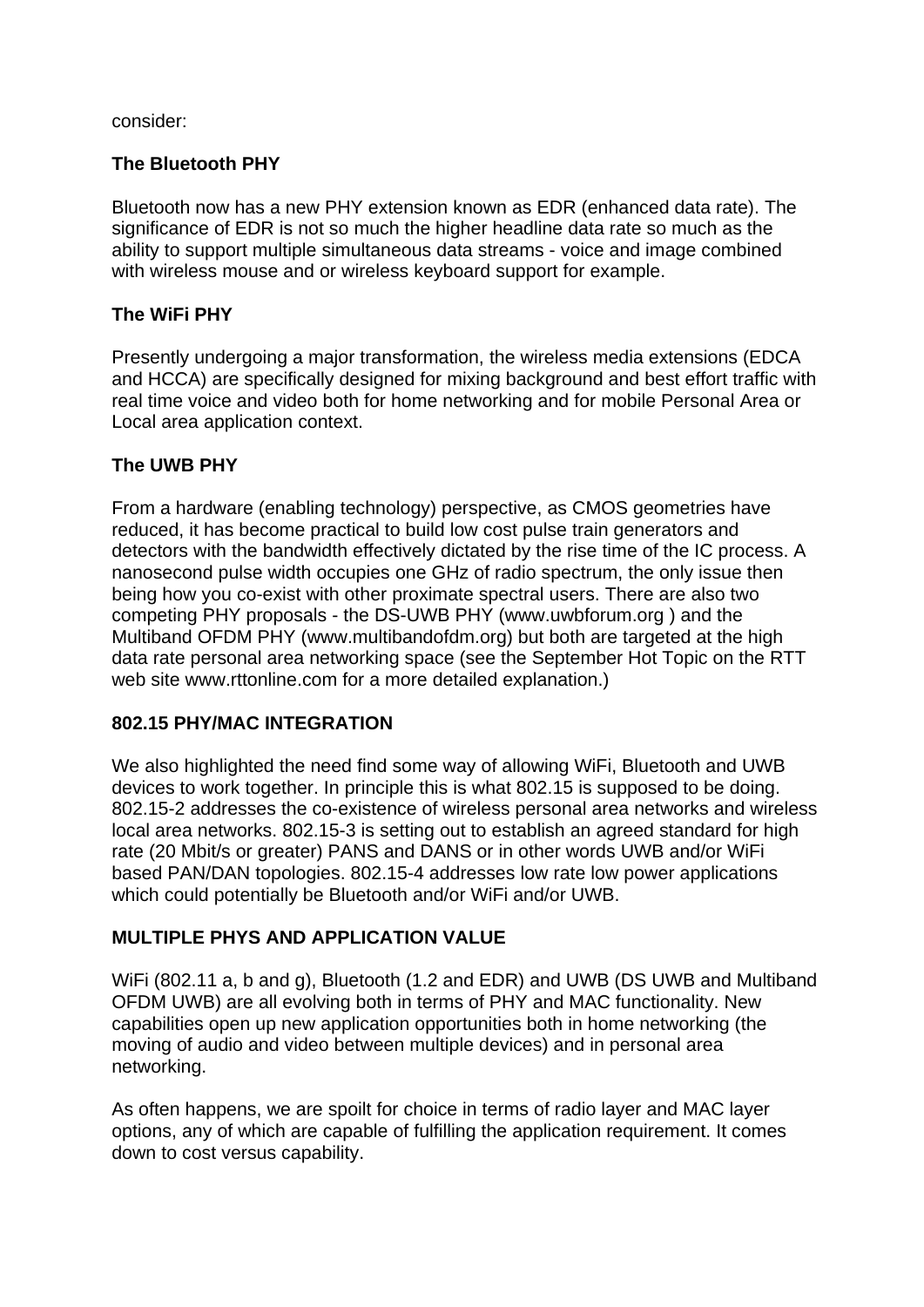consider:

**The Bluetooth PHY**

Bluetooth now has a new PHY extension known as EDR (enhanced data rate). The significance of EDR is not so much the higher headline data rate so much as the ability to support multiple simultaneous data streams - voice and image combined with wireless mouse and or wireless keyboard support for example.

**The WiFi PHY**

Presently undergoing a major transformation, the wireless media extensions (EDCA and HCCA) are specifically designed for mixing background and best effort traffic with real time voice and video both for home networking and for mobile Personal Area or Local area application context.

**The UWB PHY**

From a hardware (enabling technology) perspective, as CMOS geometries have reduced, it has become practical to build low cost pulse train generators and detectors with the bandwidth effectively dictated by the rise time of the IC process. A nanosecond pulse width occupies one GHz of radio spectrum, the only issue then being how you co-exist with other proximate spectral users. There are also two competing PHY proposals - the DS-UWB PHY (www.uwbforum.org ) and the Multiband OFDM PHY (www.multibandofdm.org) but both are targeted at the high data rate personal area networking space (see the September Hot Topic on the RTT web site www.rttonline.com for a more detailed explanation.)

**802.15 PHY/MAC INTEGRATION**

We also highlighted the need find some way of allowing WiFi, Bluetooth and UWB devices to work together. In principle this is what 802.15 is supposed to be doing. 802.15-2 addresses the co-existence of wireless personal area networks and wireless local area networks. 802.15-3 is setting out to establish an agreed standard for high rate (20 Mbit/s or greater) PANS and DANS or in other words UWB and/or WiFi based PAN/DAN topologies. 802.15-4 addresses low rate low power applications which could potentially be Bluetooth and/or WiFi and/or UWB.

**MULTIPLE PHYS AND APPLICATION VALUE**

WiFi (802.11 a, b and g), Bluetooth (1.2 and EDR) and UWB (DS UWB and Multiband OFDM UWB) are all evolving both in terms of PHY and MAC functionality. New capabilities open up new application opportunities both in home networking (the moving of audio and video between multiple devices) and in personal area networking.

As often happens, we are spoilt for choice in terms of radio layer and MAC layer options, any of which are capable of fulfilling the application requirement. It comes down to cost versus capability.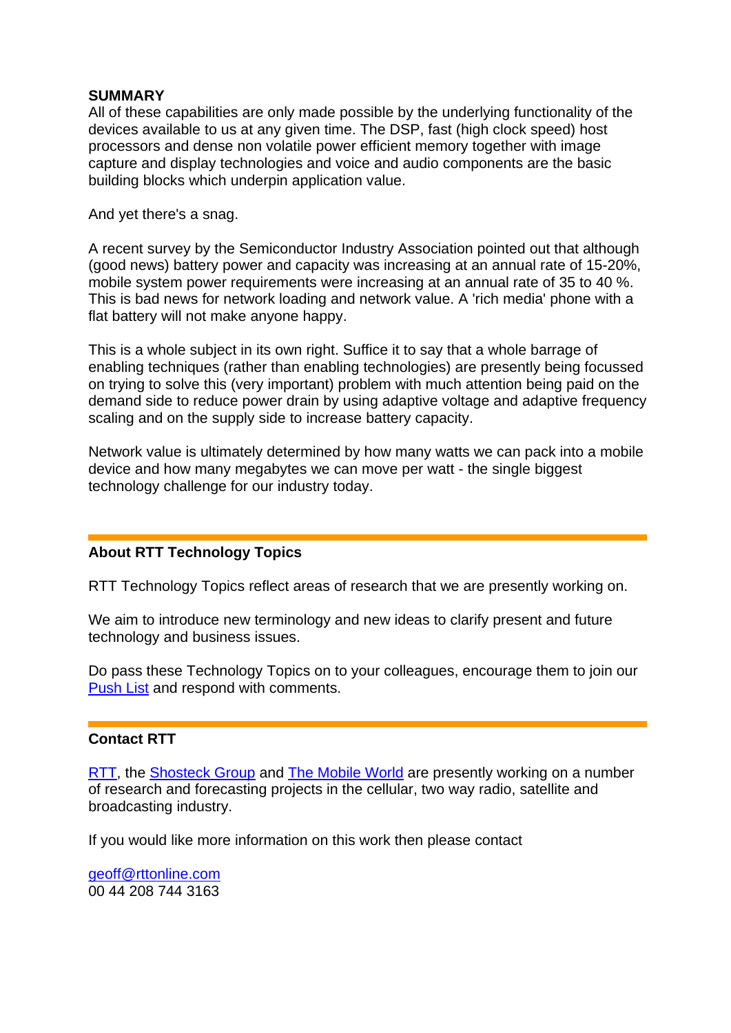**SUMMARY**

All of these capabilities are only made possible by the underlying functionality of the devices available to us at any given time. The DSP, fast (high clock speed) host processors and dense non volatile power efficient memory together with image capture and display technologies and voice and audio components are the basic building blocks which underpin application value.

And yet there's a snag.

A recent survey by the Semiconductor Industry Association pointed out that although (good news) battery power and capacity was increasing at an annual rate of 15-20%, mobile system power requirements were increasing at an annual rate of 35 to 40 %. This is bad news for network loading and network value. A 'rich media' phone with a flat battery will not make anyone happy.

This is a whole subject in its own right. Suffice it to say that a whole barrage of enabling techniques (rather than enabling technologies) are presently being focussed on trying to solve this (very important) problem with much attention being paid on the demand side to reduce power drain by using adaptive voltage and adaptive frequency scaling and on the supply side to increase battery capacity.

Network value is ultimately determined by how many watts we can pack into a mobile device and how many megabytes we can move per watt - the single biggest technology challenge for our industry today.

---

### About RTT Technology Topics

RTT Technology Topics reflect areas of research that we are presently working on.

We aim to introduce new terminology and new ideas to clarify present and future technology and business issues.

Do pass these Technology Topics on to your colleagues, encourage them to join our Push List and respond with comments.

---

### Contact RTT

RTT, the Shosteck Group and The Mobile World are presently working on a number of research and forecasting projects in the cellular, two way radio, satellite and broadcasting industry.

If you would like more information on this work then please contact

geoff@rttonline.com
00 44 208 744 3163